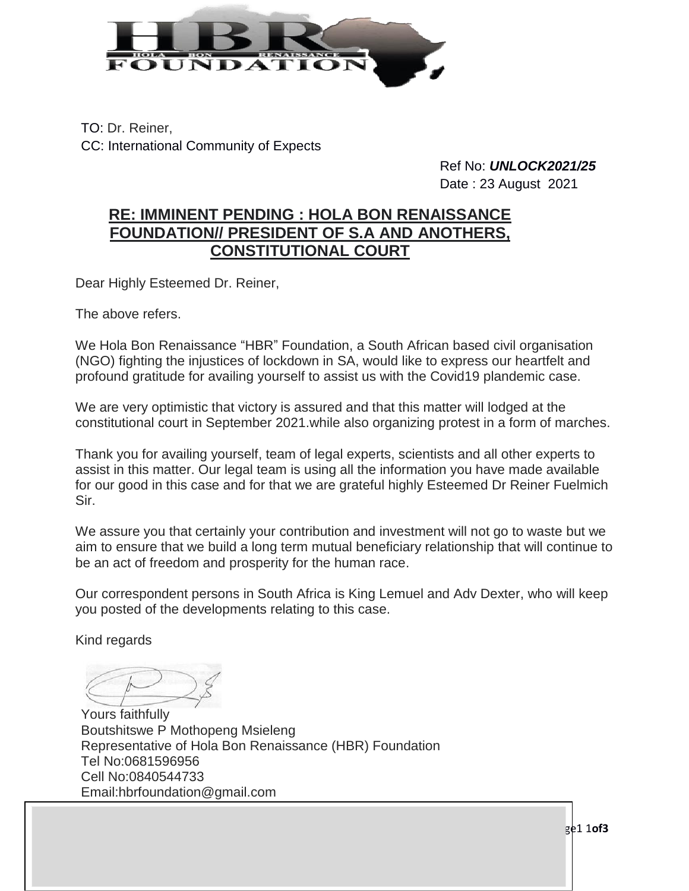TO: Dr. Reiner,
CC: International Community of Expects

Ref No: ***UNLOCK2021/25***
Date : 23 August 2021

**RE: IMMINENT PENDING : HOLA BON RENAISSANCE FOUNDATION// PRESIDENT OF S.A AND ANOTHERS, CONSTITUTIONAL COURT**

Dear Highly Esteemed Dr. Reiner,

The above refers.

We Hola Bon Renaissance "HBR" Foundation, a South African based civil organisation (NGO) fighting the injustices of lockdown in SA, would like to express our heartfelt and profound gratitude for availing yourself to assist us with the Covid19 plandemic case.

We are very optimistic that victory is assured and that this matter will lodged at the constitutional court in September 2021.while also organizing protest in a form of marches.

Thank you for availing yourself, team of legal experts, scientists and all other experts to assist in this matter. Our legal team is using all the information you have made available for our good in this case and for that we are grateful highly Esteemed Dr Reiner Fuelmich Sir.

We assure you that certainly your contribution and investment will not go to waste but we aim to ensure that we build a long term mutual beneficiary relationship that will continue to be an act of freedom and prosperity for the human race.

Our correspondent persons in South Africa is King Lemuel and Adv Dexter, who will keep you posted of the developments relating to this case.

Kind regards

Yours faithfully
Boutshitswe P Mothopeng Msieleng
Representative of Hola Bon Renaissance (HBR) Foundation
Tel No:0681596956
Cell No:0840544733
Email:hbrfoundation@gmail.com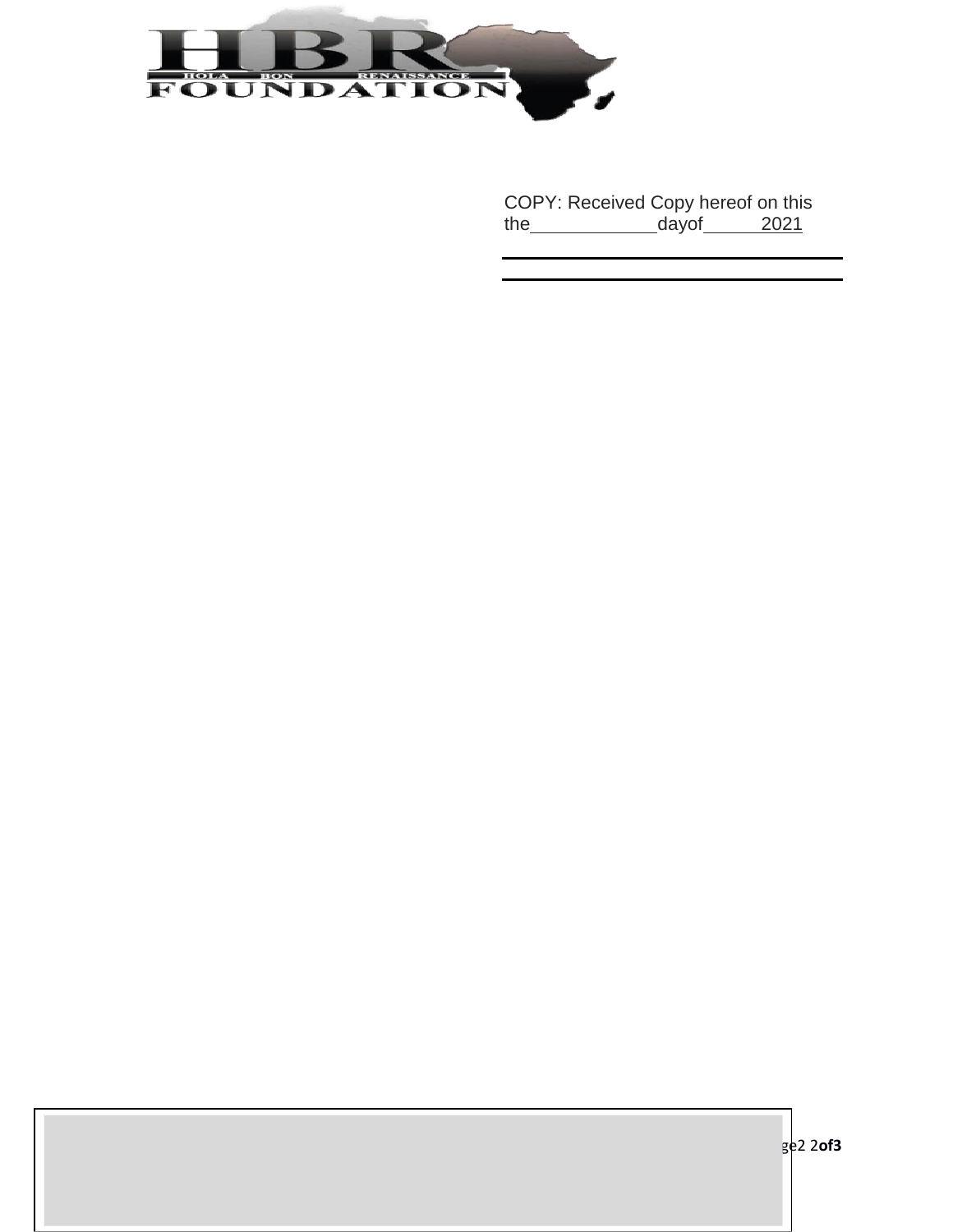COPY: Received Copy hereof on this the\_\_\_\_\_\_\_\_\_\_\_\_\_dayof\_\_\_\_\_\_2021

COPY: Received Copy hereof on this the_____________dayof______2021